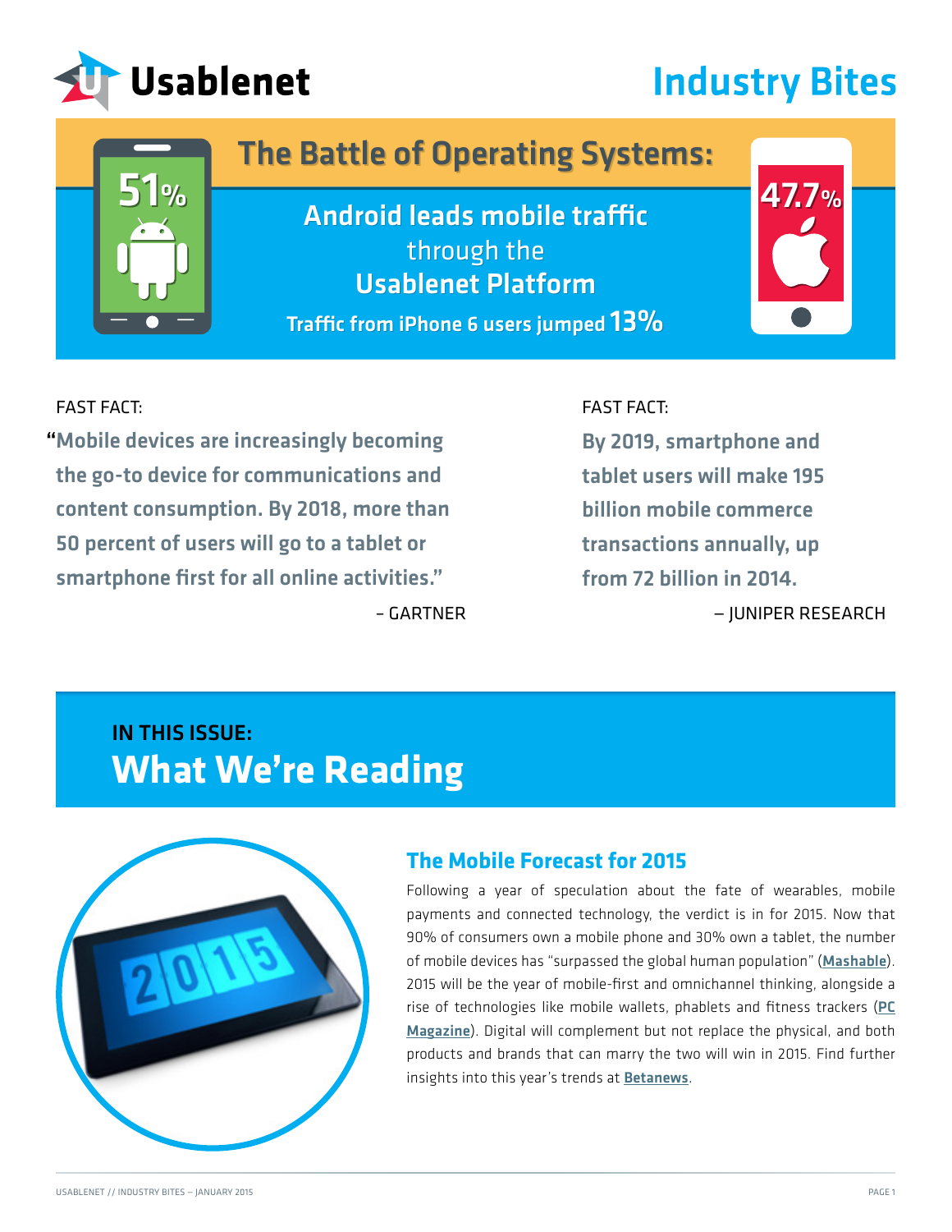Usablenet

# Industry Bites

## The Battle of Operating Systems:

51%

**Android leads mobile traffic** through the **Usablenet Platform**

**Traffic from iPhone 6 users jumped 13%**

47.7%

FAST FACT:

**"Mobile devices are increasingly becoming the go-to device for communications and content consumption. By 2018, more than 50 percent of users will go to a tablet or smartphone first for all online activities."**

– GARTNER

FAST FACT:

**By 2019, smartphone and tablet users will make 195 billion mobile commerce transactions annually, up from 72 billion in 2014.**

– JUNIPER RESEARCH

IN THIS ISSUE:

# What We're Reading

### The Mobile Forecast for 2015

Following a year of speculation about the fate of wearables, mobile payments and connected technology, the verdict is in for 2015. Now that 90% of consumers own a mobile phone and 30% own a tablet, the number of mobile devices has "surpassed the global human population" (**Mashable**). 2015 will be the year of mobile-first and omnichannel thinking, alongside a rise of technologies like mobile wallets, phablets and fitness trackers (**PC Magazine**). Digital will complement but not replace the physical, and both products and brands that can marry the two will win in 2015. Find further insights into this year's trends at **Betanews**.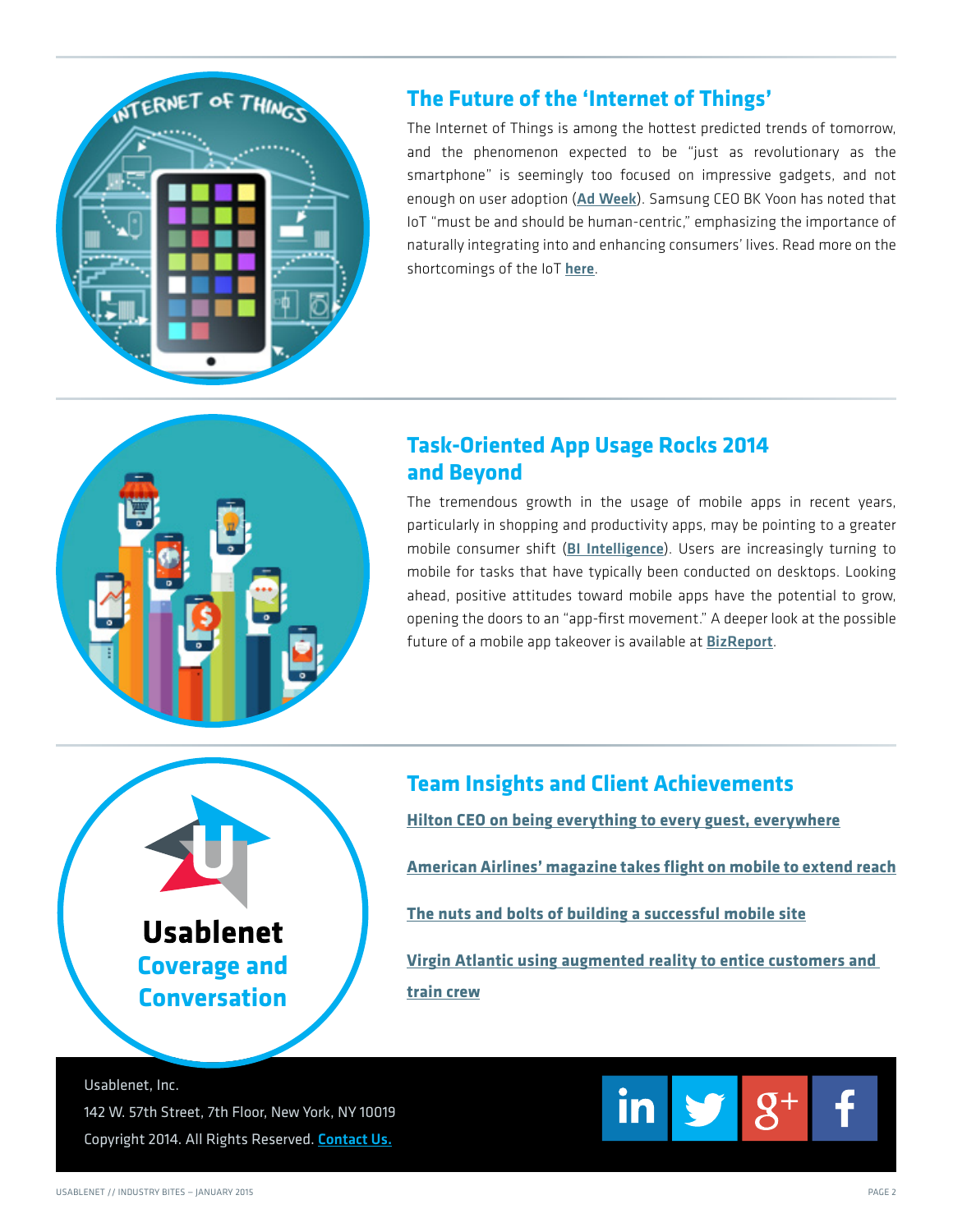## The Future of the 'Internet of Things'

The Internet of Things is among the hottest predicted trends of tomorrow, and the phenomenon expected to be "just as revolutionary as the smartphone" is seemingly too focused on impressive gadgets, and not enough on user adoption (**Ad Week**). Samsung CEO BK Yoon has noted that IoT "must be and should be human-centric," emphasizing the importance of naturally integrating into and enhancing consumers' lives. Read more on the shortcomings of the IoT **here**.

## Task-Oriented App Usage Rocks 2014 and Beyond

The tremendous growth in the usage of mobile apps in recent years, particularly in shopping and productivity apps, may be pointing to a greater mobile consumer shift (**BI Intelligence**). Users are increasingly turning to mobile for tasks that have typically been conducted on desktops. Looking ahead, positive attitudes toward mobile apps have the potential to grow, opening the doors to an "app-first movement." A deeper look at the possible future of a mobile app takeover is available at **BizReport**.

**Usablenet**
Coverage and Conversation

## Team Insights and Client Achievements

**Hilton CEO on being everything to every guest, everywhere**

**American Airlines' magazine takes flight on mobile to extend reach**

**The nuts and bolts of building a successful mobile site**

**Virgin Atlantic using augmented reality to entice customers and train crew**

Usablenet, Inc.
142 W. 57th Street, 7th Floor, New York, NY 10019
Copyright 2014. All Rights Reserved. **Contact Us.**